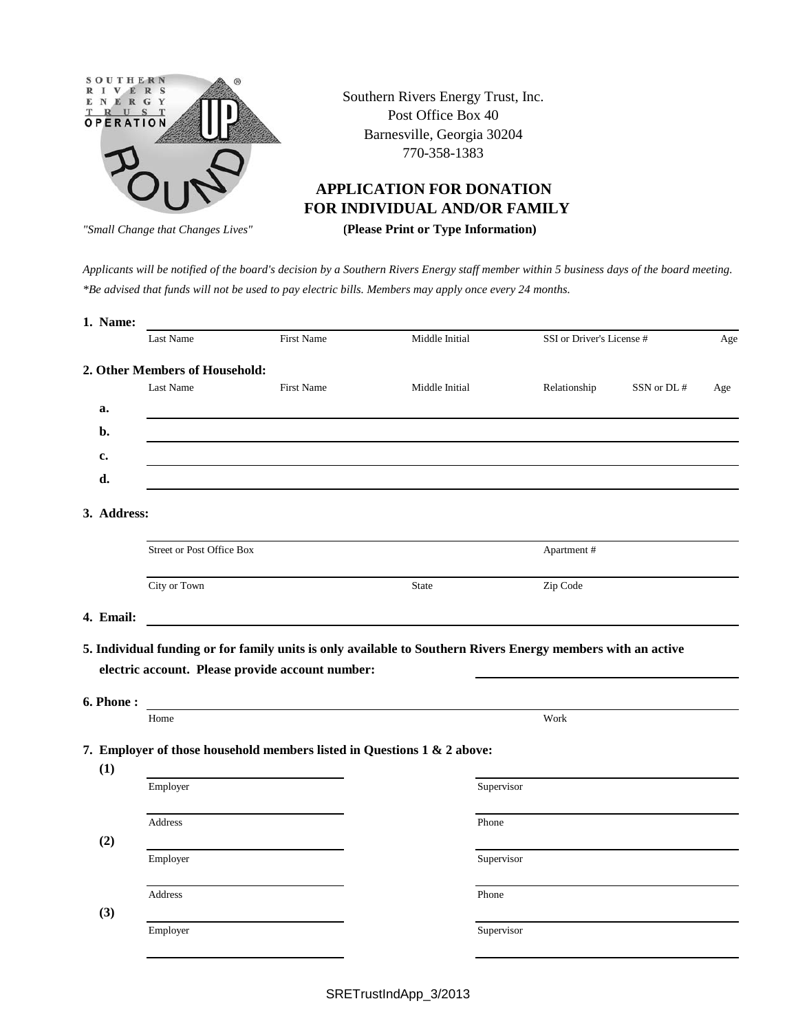SOUTHERN RIVERS ENERGY TRUST OPERATION ROUND UP®

"Small Change that Changes Lives"

Southern Rivers Energy Trust, Inc.
Post Office Box 40
Barnesville, Georgia 30204
770-358-1383

## APPLICATION FOR DONATION FOR INDIVIDUAL AND/OR FAMILY

**(Please Print or Type Information)**

*Applicants will be notified of the board's decision by a Southern Rivers Energy staff member within 5 business days of the board meeting.*
*\*Be advised that funds will not be used to pay electric bills. Members may apply once every 24 months.*

**1. Name:** ______________________________________________

Last Name | First Name | Middle Initial | SSI or Driver's License # | Age

**2. Other Members of Household:**

| | Last Name | First Name | Middle Initial | Relationship | SSN or DL # | Age |
|---|---|---|---|---|---|---|
| **a.** | | | | | | |
| **b.** | | | | | | |
| **c.** | | | | | | |
| **d.** | | | | | | |

**3. Address:**

______________________________________________
Street or Post Office Box | Apartment #

______________________________________________
City or Town | State | Zip Code

**4. Email:** ______________________________________________

**5. Individual funding or for family units is only available to Southern Rivers Energy members with an active electric account. Please provide account number:** ____________________

**6. Phone :** ______________________________________________
Home | Work

**7. Employer of those household members listed in Questions 1 & 2 above:**

**(1)**

Employer ____________________ Supervisor ____________________

Address ____________________ Phone ____________________

**(2)**

Employer ____________________ Supervisor ____________________

Address ____________________ Phone ____________________

**(3)**

Employer ____________________ Supervisor ____________________

SRETrustIndApp_3/2013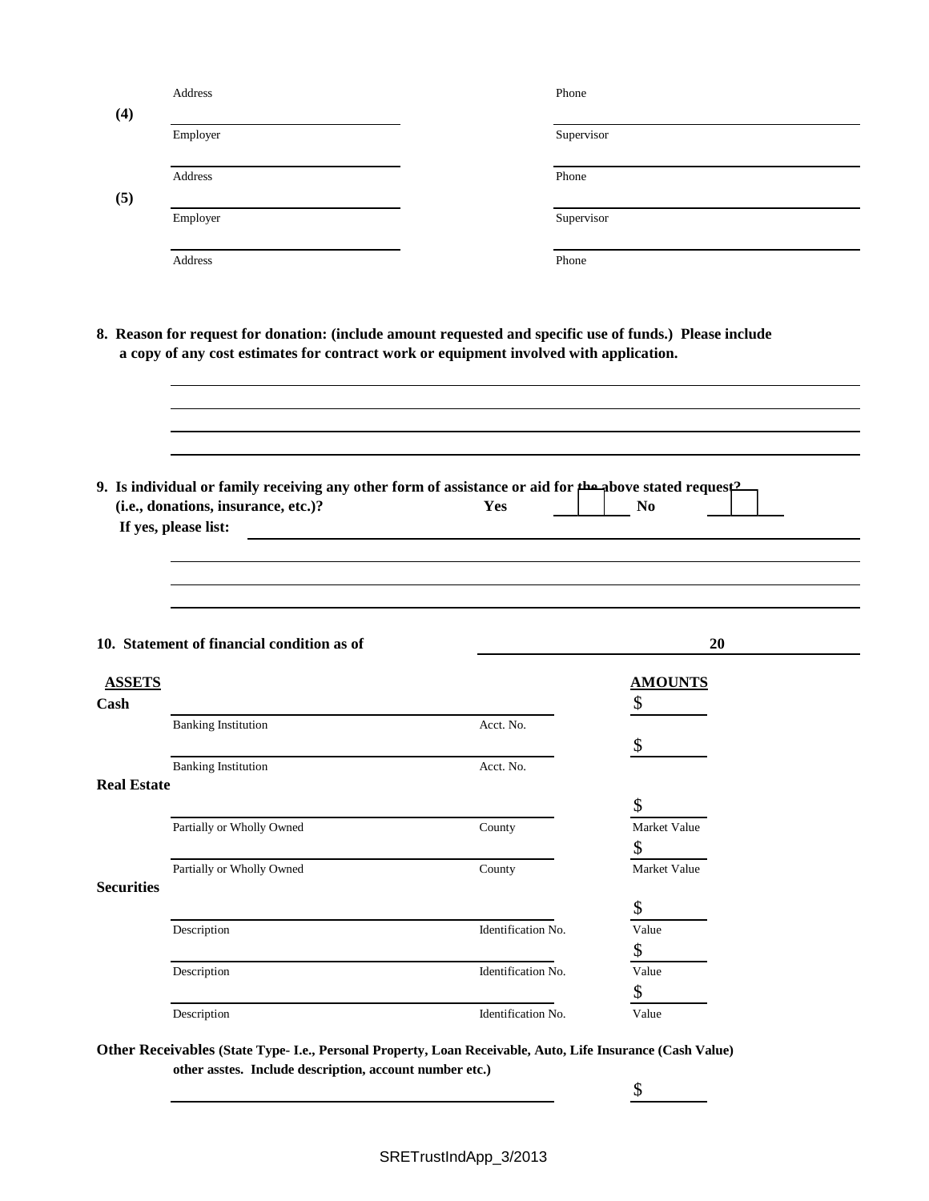Address | Phone

**(4)**

Employer | Supervisor

Address | Phone

**(5)**

Employer | Supervisor

Address | Phone

**8. Reason for request for donation: (include amount requested and specific use of funds.) Please include a copy of any cost estimates for contract work or equipment involved with application.**

\_\_\_\_\_\_\_\_\_\_\_\_\_\_\_\_\_\_\_\_\_\_\_\_\_\_\_\_\_\_\_\_\_\_\_\_\_\_\_\_\_\_\_\_\_\_\_\_\_\_\_\_\_\_\_\_\_\_

\_\_\_\_\_\_\_\_\_\_\_\_\_\_\_\_\_\_\_\_\_\_\_\_\_\_\_\_\_\_\_\_\_\_\_\_\_\_\_\_\_\_\_\_\_\_\_\_\_\_\_\_\_\_\_\_\_\_

\_\_\_\_\_\_\_\_\_\_\_\_\_\_\_\_\_\_\_\_\_\_\_\_\_\_\_\_\_\_\_\_\_\_\_\_\_\_\_\_\_\_\_\_\_\_\_\_\_\_\_\_\_\_\_\_\_\_

\_\_\_\_\_\_\_\_\_\_\_\_\_\_\_\_\_\_\_\_\_\_\_\_\_\_\_\_\_\_\_\_\_\_\_\_\_\_\_\_\_\_\_\_\_\_\_\_\_\_\_\_\_\_\_\_\_\_

**9. Is individual or family receiving any other form of assistance or aid for the above stated request? (i.e., donations, insurance, etc.)?** **Yes** ☐ **No** ☐

**If yes, please list:** \_\_\_\_\_\_\_\_\_\_\_\_\_\_\_\_\_\_\_\_\_\_\_\_\_\_\_\_\_\_\_\_\_\_\_\_\_\_\_\_\_\_\_\_\_\_\_\_

\_\_\_\_\_\_\_\_\_\_\_\_\_\_\_\_\_\_\_\_\_\_\_\_\_\_\_\_\_\_\_\_\_\_\_\_\_\_\_\_\_\_\_\_\_\_\_\_\_\_\_\_\_\_\_\_\_\_

\_\_\_\_\_\_\_\_\_\_\_\_\_\_\_\_\_\_\_\_\_\_\_\_\_\_\_\_\_\_\_\_\_\_\_\_\_\_\_\_\_\_\_\_\_\_\_\_\_\_\_\_\_\_\_\_\_\_

\_\_\_\_\_\_\_\_\_\_\_\_\_\_\_\_\_\_\_\_\_\_\_\_\_\_\_\_\_\_\_\_\_\_\_\_\_\_\_\_\_\_\_\_\_\_\_\_\_\_\_\_\_\_\_\_\_\_

**10. Statement of financial condition as of** \_\_\_\_\_\_\_\_\_\_\_\_\_\_\_\_ **20** \_\_\_\_\_\_

| **ASSETS** | | | **AMOUNTS** |
|---|---|---|---|
| **Cash** | | | $ |
| | Banking Institution | Acct. No. | $ |
| | Banking Institution | Acct. No. | |
| **Real Estate** | | | $ |
| | Partially or Wholly Owned | County | Market Value |
| | | | $ |
| | Partially or Wholly Owned | County | Market Value |
| **Securities** | | | $ |
| | Description | Identification No. | Value |
| | | | $ |
| | Description | Identification No. | Value |
| | | | $ |
| | Description | Identification No. | Value |

**Other Receivables (State Type- I.e., Personal Property, Loan Receivable, Auto, Life Insurance (Cash Value) other asstes. Include description, account number etc.)**

\_\_\_\_\_\_\_\_\_\_\_\_\_\_\_\_\_\_\_\_\_\_\_\_\_\_\_\_\_\_\_\_\_\_\_\_\_\_\_\_ $ \_\_\_\_\_\_\_\_

SRETrustIndApp_3/2013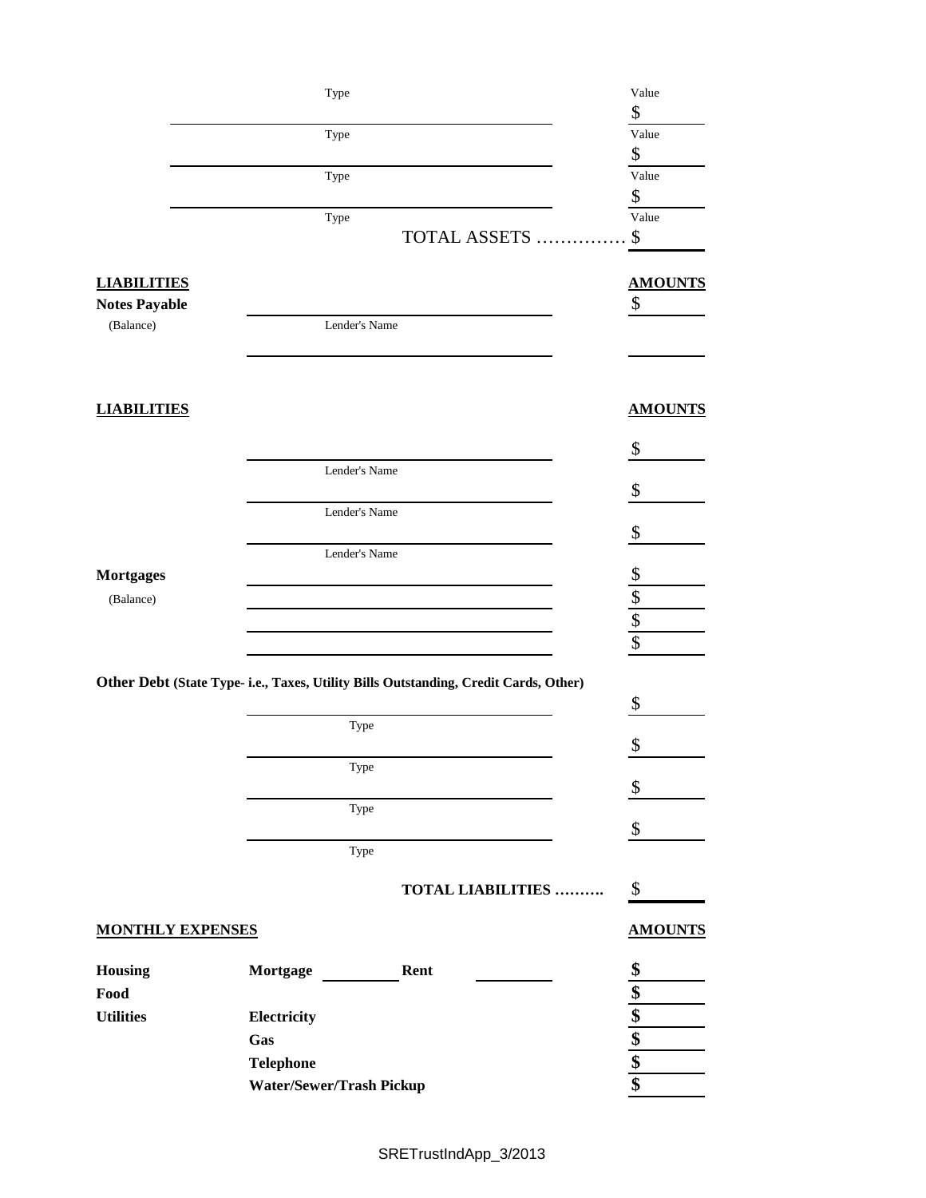| Type | Value |
|---|---|
| | $ |
| Type | Value |
| | $ |
| Type | Value |
| | $ |
| Type | Value |

TOTAL ASSETS …………… $

| **LIABILITIES** | | **AMOUNTS** |
|---|---|---|
| **Notes Payable** | | $ |
| (Balance) | Lender's Name | |
| | | |

| **LIABILITIES** | | **AMOUNTS** |
|---|---|---|
| | | $ |
| | Lender's Name | $ |
| | Lender's Name | $ |
| | Lender's Name | |
| **Mortgages** | | $ |
| (Balance) | | $ |
| | | $ |
| | | $ |

**Other Debt (State Type- i.e., Taxes, Utility Bills Outstanding, Credit Cards, Other)**

| | |
|---|---|
| | $ |
| Type | $ |
| Type | $ |
| Type | $ |
| Type | |

**TOTAL LIABILITIES ……….** $

| **MONTHLY EXPENSES** | | **AMOUNTS** |
|---|---|---|
| **Housing** | **Mortgage** ________ **Rent** ________ | **$** |
| **Food** | | **$** |
| **Utilities** | **Electricity** | **$** |
| | **Gas** | **$** |
| | **Telephone** | **$** |
| | **Water/Sewer/Trash Pickup** | **$** |

SRETrustIndApp_3/2013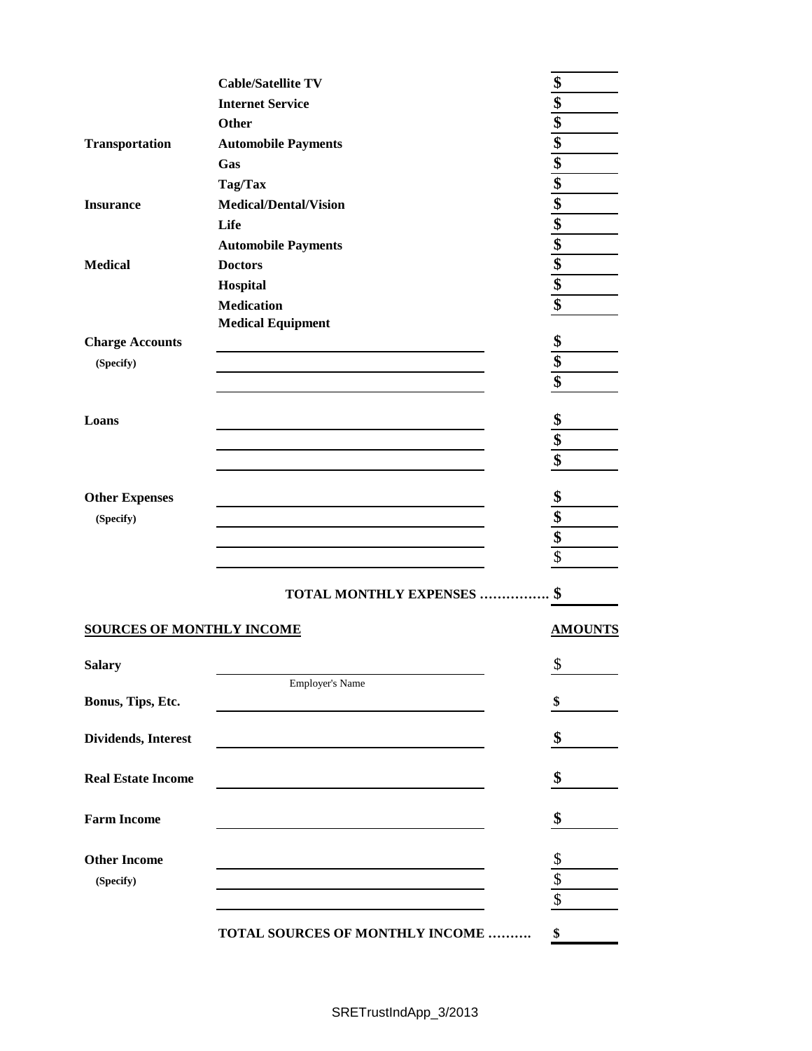| | | |
|---|---|---|
| | **Cable/Satellite TV** | **$** |
| | **Internet Service** | **$** |
| | **Other** | **$** |
| **Transportation** | **Automobile Payments** | **$** |
| | **Gas** | **$** |
| | **Tag/Tax** | **$** |
| **Insurance** | **Medical/Dental/Vision** | **$** |
| | **Life** | **$** |
| | **Automobile Payments** | **$** |
| **Medical** | **Doctors** | **$** |
| | **Hospital** | **$** |
| | **Medication** | **$** |
| | **Medical Equipment** | |
| **Charge Accounts** | | **$** |
| **(Specify)** | | **$** |
| | | **$** |
| **Loans** | | **$** |
| | | **$** |
| | | **$** |
| **Other Expenses** | | **$** |
| **(Specify)** | | **$** |
| | | **$** |
| | | $ |
| | **TOTAL MONTHLY EXPENSES ……………** | **$** |

| **SOURCES OF MONTHLY INCOME** | | **AMOUNTS** |
|---|---|---|
| **Salary** | Employer's Name | $ |
| **Bonus, Tips, Etc.** | | **$** |
| **Dividends, Interest** | | **$** |
| **Real Estate Income** | | **$** |
| **Farm Income** | | **$** |
| **Other Income** | | $ |
| **(Specify)** | | $ |
| | | $ |
| | **TOTAL SOURCES OF MONTHLY INCOME ………** | **$** |

SRETrustIndApp_3/2013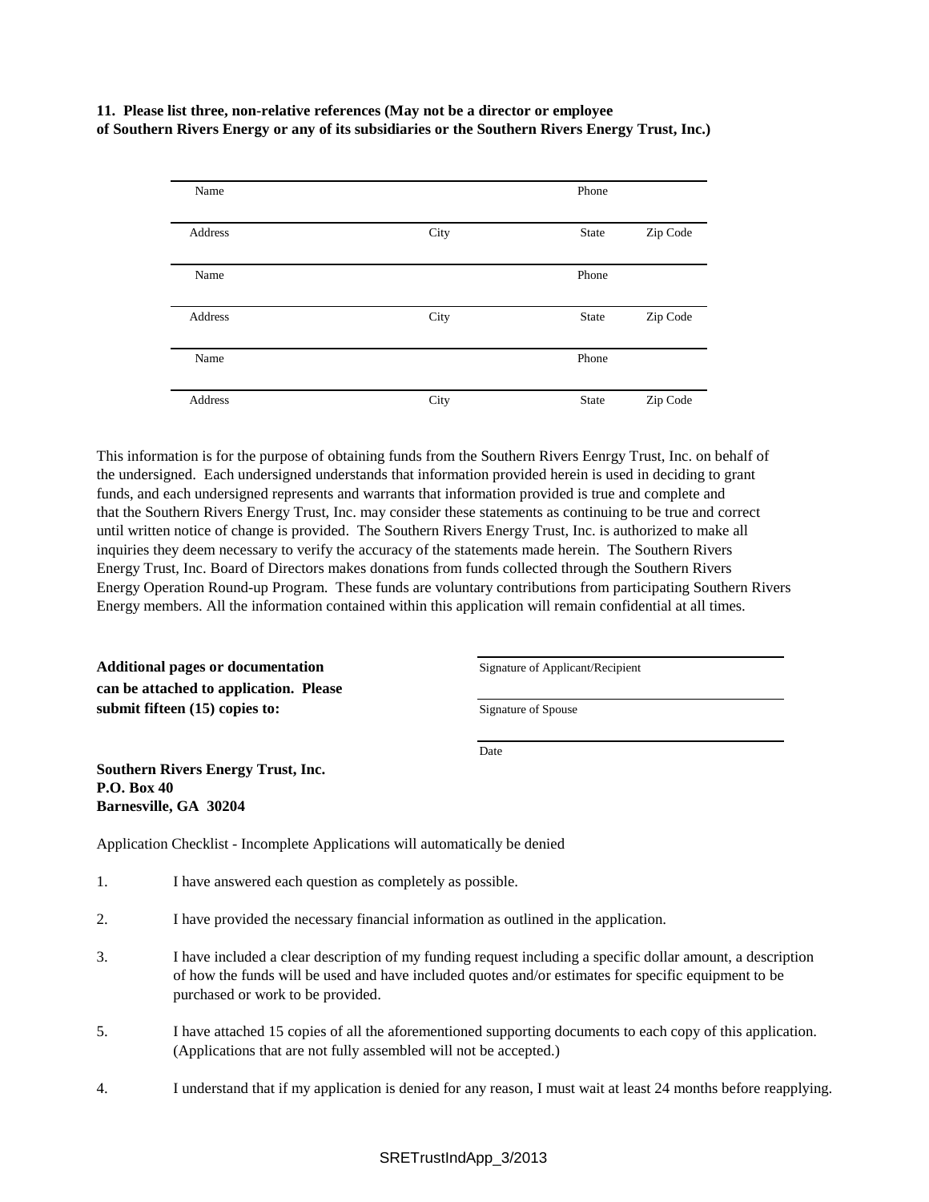**11. Please list three, non-relative references (May not be a director or employee of Southern Rivers Energy or any of its subsidiaries or the Southern Rivers Energy Trust, Inc.)**

| | | | |
|---|---|---|---|
| Name | | Phone | |
| Address | City | State | Zip Code |
| Name | | Phone | |
| Address | City | State | Zip Code |
| Name | | Phone | |
| Address | City | State | Zip Code |

This information is for the purpose of obtaining funds from the Southern Rivers Eenrgy Trust, Inc. on behalf of the undersigned. Each undersigned understands that information provided herein is used in deciding to grant funds, and each undersigned represents and warrants that information provided is true and complete and that the Southern Rivers Energy Trust, Inc. may consider these statements as continuing to be true and correct until written notice of change is provided. The Southern Rivers Energy Trust, Inc. is authorized to make all inquiries they deem necessary to verify the accuracy of the statements made herein. The Southern Rivers Energy Trust, Inc. Board of Directors makes donations from funds collected through the Southern Rivers Energy Operation Round-up Program. These funds are voluntary contributions from participating Southern Rivers Energy members. All the information contained within this application will remain confidential at all times.

**Additional pages or documentation can be attached to application. Please submit fifteen (15) copies to:**

Signature of Applicant/Recipient

Signature of Spouse

Date

**Southern Rivers Energy Trust, Inc.**
**P.O. Box 40**
**Barnesville, GA 30204**

Application Checklist - Incomplete Applications will automatically be denied

1. I have answered each question as completely as possible.

2. I have provided the necessary financial information as outlined in the application.

3. I have included a clear description of my funding request including a specific dollar amount, a description of how the funds will be used and have included quotes and/or estimates for specific equipment to be purchased or work to be provided.

5. I have attached 15 copies of all the aforementioned supporting documents to each copy of this application. (Applications that are not fully assembled will not be accepted.)

4. I understand that if my application is denied for any reason, I must wait at least 24 months before reapplying.

SRETrustIndApp_3/2013